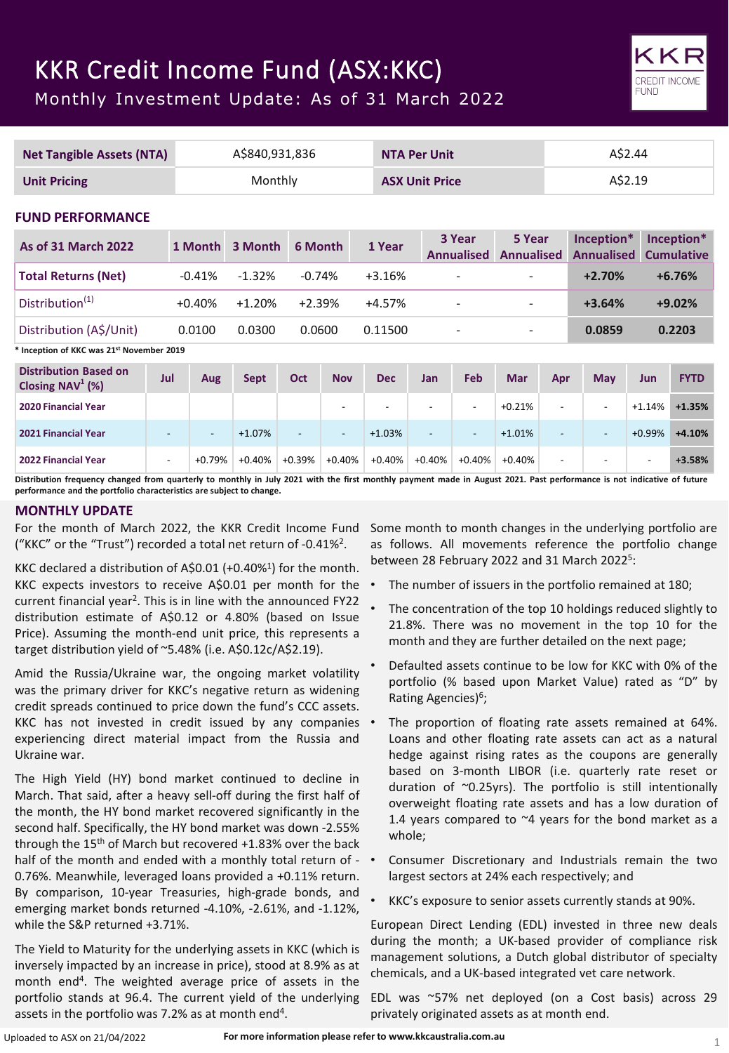# KKR Credit Income Fund (ASX:KKC)

Monthly Investment Update: As of 31 March 2022

| | | | |
|---|---|---|---|
| **Net Tangible Assets (NTA)** | A$840,931,836 | **NTA Per Unit** | A$2.44 |
| **Unit Pricing** | Monthly | **ASX Unit Price** | A$2.19 |

## FUND PERFORMANCE

| As of 31 March 2022 | 1 Month | 3 Month | 6 Month | 1 Year | 3 Year Annualised | 5 Year Annualised | Inception* Annualised | Inception* Cumulative |
|---|---|---|---|---|---|---|---|---|
| **Total Returns (Net)** | -0.41% | -1.32% | -0.74% | +3.16% | - | - | **+2.70%** | **+6.76%** |
| Distribution[1] | +0.40% | +1.20% | +2.39% | +4.57% | - | - | **+3.64%** | **+9.02%** |
| Distribution (A$/Unit) | 0.0100 | 0.0300 | 0.0600 | 0.11500 | - | - | **0.0859** | **0.2203** |

**\* Inception of KKC was 21st November 2019**

| Distribution Based on Closing NAV[1] (%) | Jul | Aug | Sept | Oct | Nov | Dec | Jan | Feb | Mar | Apr | May | Jun | FYTD |
|---|---|---|---|---|---|---|---|---|---|---|---|---|---|
| **2020 Financial Year** | | | | | - | - | - | - | +0.21% | - | - | +1.14% | **+1.35%** |
| **2021 Financial Year** | - | - | +1.07% | - | - | +1.03% | - | - | +1.01% | - | - | +0.99% | **+4.10%** |
| **2022 Financial Year** | - | +0.79% | +0.40% | +0.39% | +0.40% | +0.40% | +0.40% | +0.40% | +0.40% | - | - | - | **+3.58%** |

**Distribution frequency changed from quarterly to monthly in July 2021 with the first monthly payment made in August 2021. Past performance is not indicative of future performance and the portfolio characteristics are subject to change.**

## MONTHLY UPDATE

For the month of March 2022, the KKR Credit Income Fund ("KKC" or the "Trust") recorded a total net return of -0.41%[2].

KKC declared a distribution of A$0.01 (+0.40%[1]) for the month. KKC expects investors to receive A$0.01 per month for the current financial year[2]. This is in line with the announced FY22 distribution estimate of A$0.12 or 4.80% (based on Issue Price). Assuming the month-end unit price, this represents a target distribution yield of ~5.48% (i.e. A$0.12c/A$2.19).

Amid the Russia/Ukraine war, the ongoing market volatility was the primary driver for KKC's negative return as widening credit spreads continued to price down the fund's CCC assets. KKC has not invested in credit issued by any companies experiencing direct material impact from the Russia and Ukraine war.

The High Yield (HY) bond market continued to decline in March. That said, after a heavy sell-off during the first half of the month, the HY bond market recovered significantly in the second half. Specifically, the HY bond market was down -2.55% through the 15th of March but recovered +1.83% over the back half of the month and ended with a monthly total return of -0.76%. Meanwhile, leveraged loans provided a +0.11% return. By comparison, 10-year Treasuries, high-grade bonds, and emerging market bonds returned -4.10%, -2.61%, and -1.12%, while the S&P returned +3.71%.

The Yield to Maturity for the underlying assets in KKC (which is inversely impacted by an increase in price), stood at 8.9% as at month end[4]. The weighted average price of assets in the portfolio stands at 96.4. The current yield of the underlying assets in the portfolio was 7.2% as at month end[4].

Some month to month changes in the underlying portfolio are as follows. All movements reference the portfolio change between 28 February 2022 and 31 March 2022[5]:

- The number of issuers in the portfolio remained at 180;
- The concentration of the top 10 holdings reduced slightly to 21.8%. There was no movement in the top 10 for the month and they are further detailed on the next page;
- Defaulted assets continue to be low for KKC with 0% of the portfolio (% based upon Market Value) rated as "D" by Rating Agencies)[6];
- The proportion of floating rate assets remained at 64%. Loans and other floating rate assets can act as a natural hedge against rising rates as the coupons are generally based on 3-month LIBOR (i.e. quarterly rate reset or duration of ~0.25yrs). The portfolio is still intentionally overweight floating rate assets and has a low duration of 1.4 years compared to ~4 years for the bond market as a whole;
- Consumer Discretionary and Industrials remain the two largest sectors at 24% each respectively; and
- KKC's exposure to senior assets currently stands at 90%.

European Direct Lending (EDL) invested in three new deals during the month; a UK-based provider of compliance risk management solutions, a Dutch global distributor of specialty chemicals, and a UK-based integrated vet care network.

EDL was ~57% net deployed (on a Cost basis) across 29 privately originated assets as at month end.

Uploaded to ASX on 21/04/2022

**For more information please refer to www.kkcaustralia.com.au**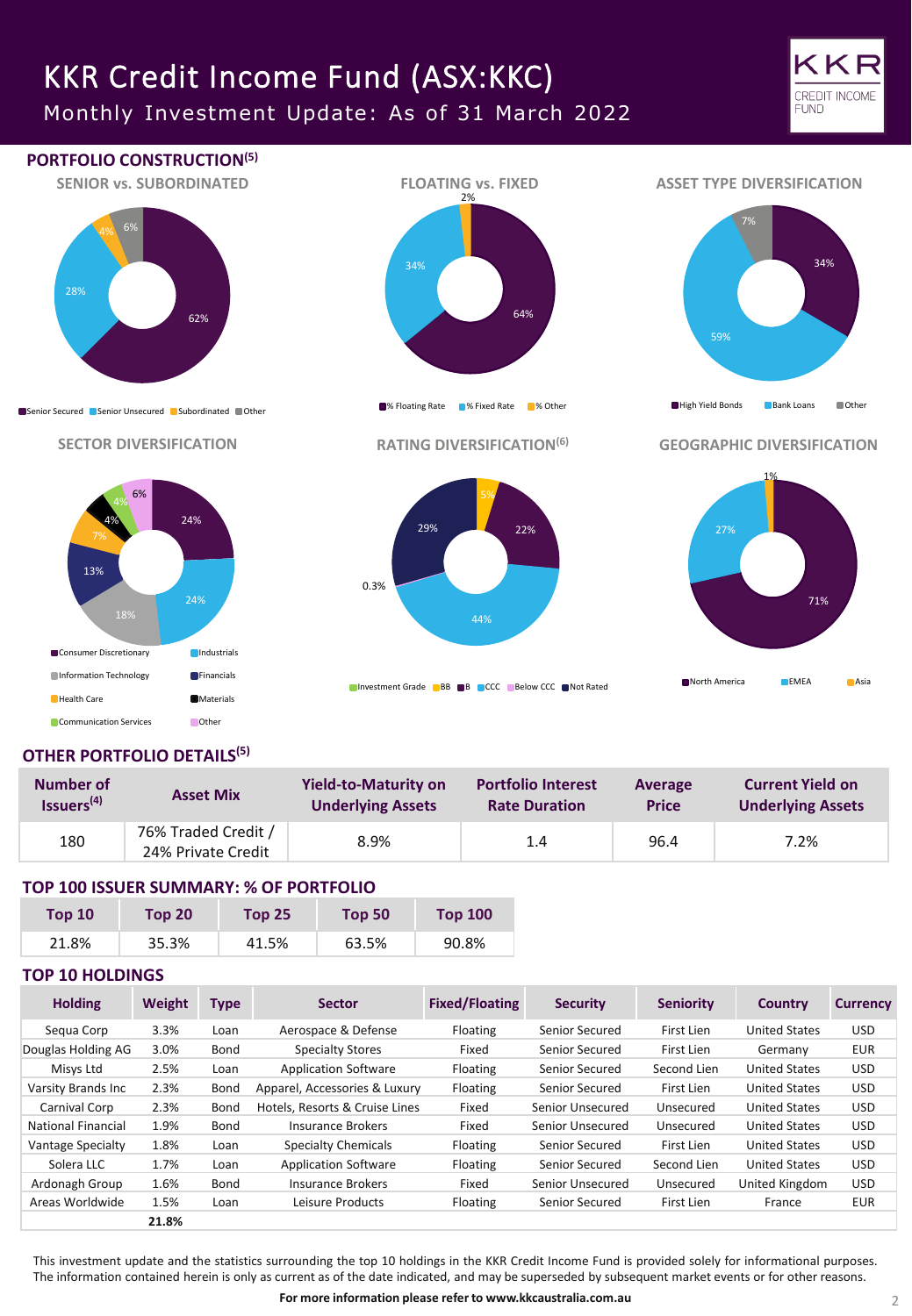# KKR Credit Income Fund (ASX:KKC)

Monthly Investment Update: As of 31 March 2022

## PORTFOLIO CONSTRUCTION[5]

### SENIOR vs. SUBORDINATED

62%
28%
4%
6%

Senior Secured
Senior Unsecured
Subordinated
Other

### FLOATING vs. FIXED

2%
34%
64%

% Floating Rate
% Fixed Rate
% Other

### ASSET TYPE DIVERSIFICATION

7%
34%
59%

High Yield Bonds
Bank Loans
Other

### SECTOR DIVERSIFICATION

6%
4%
4%
7%
13%
18%
24%
24%

Consumer Discretionary
Industrials
Information Technology
Financials
Health Care
Materials
Communication Services
Other

### RATING DIVERSIFICATION[6]

5%
29%
22%
0.3%
44%

Investment Grade
BB
B
CCC
Below CCC
Not Rated

### GEOGRAPHIC DIVERSIFICATION

1%
27%
71%

North America
EMEA
Asia

## OTHER PORTFOLIO DETAILS[5]

| Number of Issuers[4] | Asset Mix | Yield-to-Maturity on Underlying Assets | Portfolio Interest Rate Duration | Average Price | Current Yield on Underlying Assets |
|---|---|---|---|---|---|
| 180 | 76% Traded Credit / 24% Private Credit | 8.9% | 1.4 | 96.4 | 7.2% |

## TOP 100 ISSUER SUMMARY: % OF PORTFOLIO

| Top 10 | Top 20 | Top 25 | Top 50 | Top 100 |
|---|---|---|---|---|
| 21.8% | 35.3% | 41.5% | 63.5% | 90.8% |

## TOP 10 HOLDINGS

| Holding | Weight | Type | Sector | Fixed/Floating | Security | Seniority | Country | Currency |
|---|---|---|---|---|---|---|---|---|
| Sequa Corp | 3.3% | Loan | Aerospace & Defense | Floating | Senior Secured | First Lien | United States | USD |
| Douglas Holding AG | 3.0% | Bond | Specialty Stores | Fixed | Senior Secured | First Lien | Germany | EUR |
| Misys Ltd | 2.5% | Loan | Application Software | Floating | Senior Secured | Second Lien | United States | USD |
| Varsity Brands Inc | 2.3% | Bond | Apparel, Accessories & Luxury | Floating | Senior Secured | First Lien | United States | USD |
| Carnival Corp | 2.3% | Bond | Hotels, Resorts & Cruise Lines | Fixed | Senior Unsecured | Unsecured | United States | USD |
| National Financial | 1.9% | Bond | Insurance Brokers | Fixed | Senior Unsecured | Unsecured | United States | USD |
| Vantage Specialty | 1.8% | Loan | Specialty Chemicals | Floating | Senior Secured | First Lien | United States | USD |
| Solera LLC | 1.7% | Loan | Application Software | Floating | Senior Secured | Second Lien | United States | USD |
| Ardonagh Group | 1.6% | Bond | Insurance Brokers | Fixed | Senior Unsecured | Unsecured | United Kingdom | USD |
| Areas Worldwide | 1.5% | Loan | Leisure Products | Floating | Senior Secured | First Lien | France | EUR |
| | **21.8%** | | | | | | | |

This investment update and the statistics surrounding the top 10 holdings in the KKR Credit Income Fund is provided solely for informational purposes. The information contained herein is only as current as of the date indicated, and may be superseded by subsequent market events or for other reasons.

**For more information please refer to www.kkcaustralia.com.au**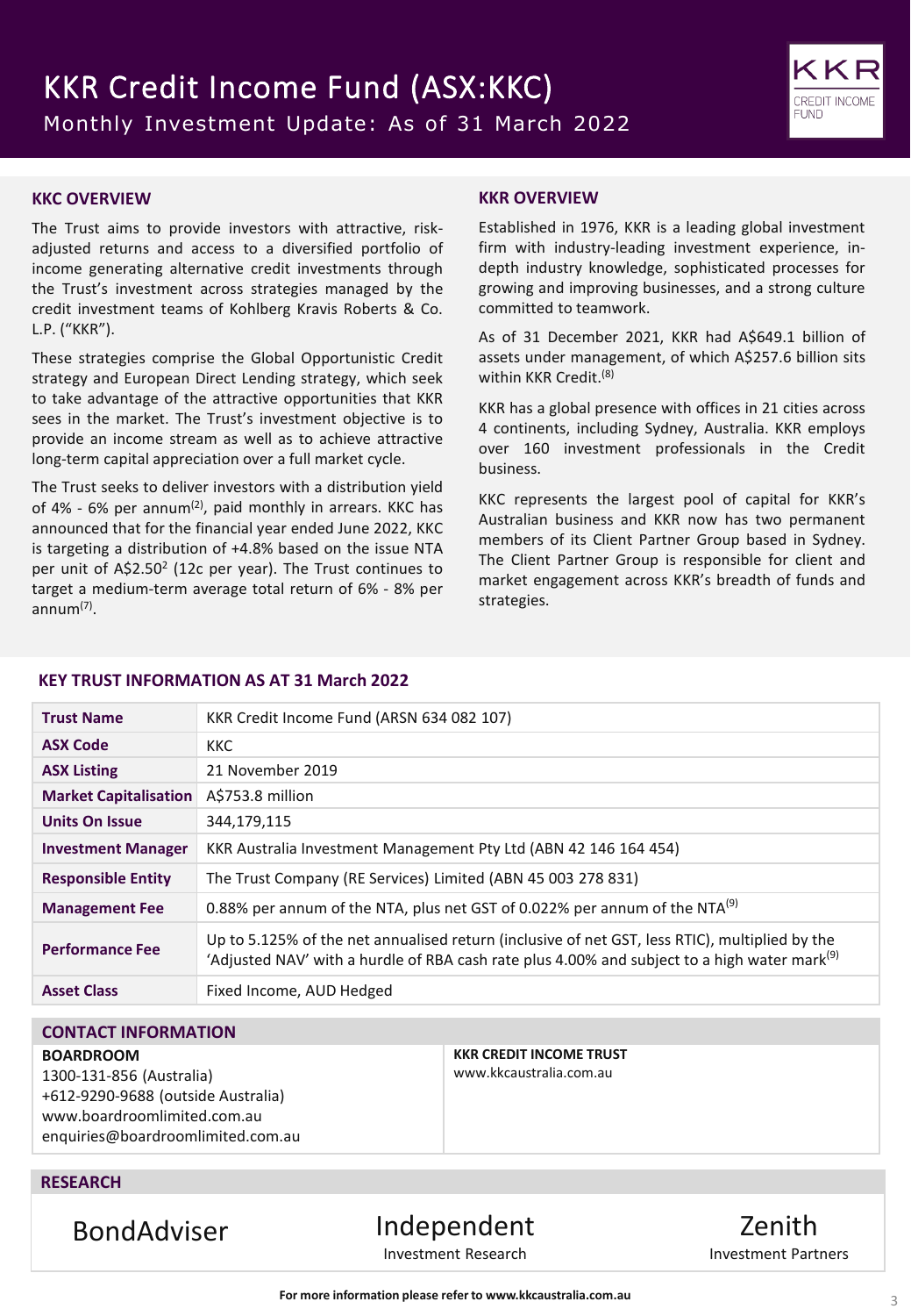# KKR Credit Income Fund (ASX:KKC)

Monthly Investment Update: As of 31 March 2022

## KKC OVERVIEW

The Trust aims to provide investors with attractive, risk-adjusted returns and access to a diversified portfolio of income generating alternative credit investments through the Trust's investment across strategies managed by the credit investment teams of Kohlberg Kravis Roberts & Co. L.P. ("KKR").

These strategies comprise the Global Opportunistic Credit strategy and European Direct Lending strategy, which seek to take advantage of the attractive opportunities that KKR sees in the market. The Trust's investment objective is to provide an income stream as well as to achieve attractive long-term capital appreciation over a full market cycle.

The Trust seeks to deliver investors with a distribution yield of 4% - 6% per annum[2], paid monthly in arrears. KKC has announced that for the financial year ended June 2022, KKC is targeting a distribution of +4.8% based on the issue NTA per unit of A$2.50[2] (12c per year). The Trust continues to target a medium-term average total return of 6% - 8% per annum[7].

## KKR OVERVIEW

Established in 1976, KKR is a leading global investment firm with industry-leading investment experience, in-depth industry knowledge, sophisticated processes for growing and improving businesses, and a strong culture committed to teamwork.

As of 31 December 2021, KKR had A$649.1 billion of assets under management, of which A$257.6 billion sits within KKR Credit.[8]

KKR has a global presence with offices in 21 cities across 4 continents, including Sydney, Australia. KKR employs over 160 investment professionals in the Credit business.

KKC represents the largest pool of capital for KKR's Australian business and KKR now has two permanent members of its Client Partner Group based in Sydney. The Client Partner Group is responsible for client and market engagement across KKR's breadth of funds and strategies.

## KEY TRUST INFORMATION AS AT 31 March 2022

| | |
|---|---|
| **Trust Name** | KKR Credit Income Fund (ARSN 634 082 107) |
| **ASX Code** | KKC |
| **ASX Listing** | 21 November 2019 |
| **Market Capitalisation** | A$753.8 million |
| **Units On Issue** | 344,179,115 |
| **Investment Manager** | KKR Australia Investment Management Pty Ltd (ABN 42 146 164 454) |
| **Responsible Entity** | The Trust Company (RE Services) Limited (ABN 45 003 278 831) |
| **Management Fee** | 0.88% per annum of the NTA, plus net GST of 0.022% per annum of the NTA[9] |
| **Performance Fee** | Up to 5.125% of the net annualised return (inclusive of net GST, less RTIC), multiplied by the 'Adjusted NAV' with a hurdle of RBA cash rate plus 4.00% and subject to a high water mark[9] |
| **Asset Class** | Fixed Income, AUD Hedged |

## CONTACT INFORMATION

**BOARDROOM**
1300-131-856 (Australia)
+612-9290-9688 (outside Australia)
www.boardroomlimited.com.au
enquiries@boardroomlimited.com.au

**KKR CREDIT INCOME TRUST**
www.kkcaustralia.com.au

## RESEARCH

BondAdviser

Independent Investment Research

Zenith Investment Partners

**For more information please refer to www.kkcaustralia.com.au**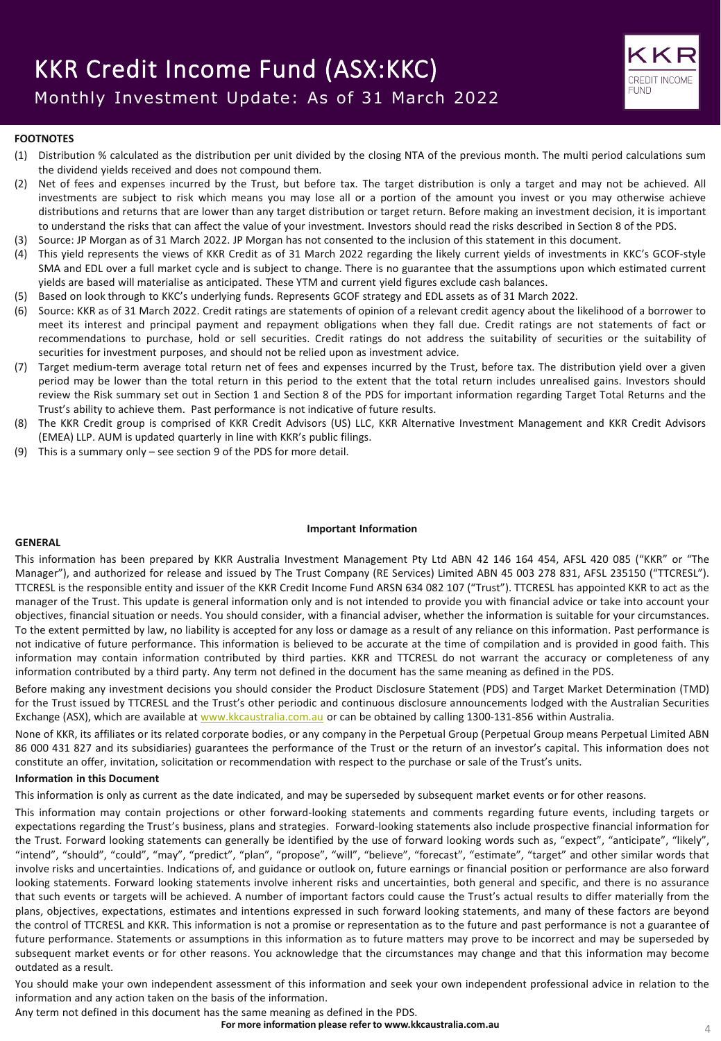## FOOTNOTES

(1) Distribution % calculated as the distribution per unit divided by the closing NTA of the previous month. The multi period calculations sum the dividend yields received and does not compound them.

(2) Net of fees and expenses incurred by the Trust, but before tax. The target distribution is only a target and may not be achieved. All investments are subject to risk which means you may lose all or a portion of the amount you invest or you may otherwise achieve distributions and returns that are lower than any target distribution or target return. Before making an investment decision, it is important to understand the risks that can affect the value of your investment. Investors should read the risks described in Section 8 of the PDS.

(3) Source: JP Morgan as of 31 March 2022. JP Morgan has not consented to the inclusion of this statement in this document.

(4) This yield represents the views of KKR Credit as of 31 March 2022 regarding the likely current yields of investments in KKC's GCOF-style SMA and EDL over a full market cycle and is subject to change. There is no guarantee that the assumptions upon which estimated current yields are based will materialise as anticipated. These YTM and current yield figures exclude cash balances.

(5) Based on look through to KKC's underlying funds. Represents GCOF strategy and EDL assets as of 31 March 2022.

(6) Source: KKR as of 31 March 2022. Credit ratings are statements of opinion of a relevant credit agency about the likelihood of a borrower to meet its interest and principal payment and repayment obligations when they fall due. Credit ratings are not statements of fact or recommendations to purchase, hold or sell securities. Credit ratings do not address the suitability of securities or the suitability of securities for investment purposes, and should not be relied upon as investment advice.

(7) Target medium-term average total return net of fees and expenses incurred by the Trust, before tax. The distribution yield over a given period may be lower than the total return in this period to the extent that the total return includes unrealised gains. Investors should review the Risk summary set out in Section 1 and Section 8 of the PDS for important information regarding Target Total Returns and the Trust's ability to achieve them. Past performance is not indicative of future results.

(8) The KKR Credit group is comprised of KKR Credit Advisors (US) LLC, KKR Alternative Investment Management and KKR Credit Advisors (EMEA) LLP. AUM is updated quarterly in line with KKR's public filings.

(9) This is a summary only – see section 9 of the PDS for more detail.

## Important Information

### GENERAL

This information has been prepared by KKR Australia Investment Management Pty Ltd ABN 42 146 164 454, AFSL 420 085 ("KKR" or "The Manager"), and authorized for release and issued by The Trust Company (RE Services) Limited ABN 45 003 278 831, AFSL 235150 ("TTCRESL"). TTCRESL is the responsible entity and issuer of the KKR Credit Income Fund ARSN 634 082 107 ("Trust"). TTCRESL has appointed KKR to act as the manager of the Trust. This update is general information only and is not intended to provide you with financial advice or take into account your objectives, financial situation or needs. You should consider, with a financial adviser, whether the information is suitable for your circumstances. To the extent permitted by law, no liability is accepted for any loss or damage as a result of any reliance on this information. Past performance is not indicative of future performance. This information is believed to be accurate at the time of compilation and is provided in good faith. This information may contain information contributed by third parties. KKR and TTCRESL do not warrant the accuracy or completeness of any information contributed by a third party. Any term not defined in the document has the same meaning as defined in the PDS.

Before making any investment decisions you should consider the Product Disclosure Statement (PDS) and Target Market Determination (TMD) for the Trust issued by TTCRESL and the Trust's other periodic and continuous disclosure announcements lodged with the Australian Securities Exchange (ASX), which are available at www.kkcaustralia.com.au or can be obtained by calling 1300-131-856 within Australia.

None of KKR, its affiliates or its related corporate bodies, or any company in the Perpetual Group (Perpetual Group means Perpetual Limited ABN 86 000 431 827 and its subsidiaries) guarantees the performance of the Trust or the return of an investor's capital. This information does not constitute an offer, invitation, solicitation or recommendation with respect to the purchase or sale of the Trust's units.

### Information in this Document

This information is only as current as the date indicated, and may be superseded by subsequent market events or for other reasons.

This information may contain projections or other forward-looking statements and comments regarding future events, including targets or expectations regarding the Trust's business, plans and strategies. Forward-looking statements also include prospective financial information for the Trust. Forward looking statements can generally be identified by the use of forward looking words such as, "expect", "anticipate", "likely", "intend", "should", "could", "may", "predict", "plan", "propose", "will", "believe", "forecast", "estimate", "target" and other similar words that involve risks and uncertainties. Indications of, and guidance or outlook on, future earnings or financial position or performance are also forward looking statements. Forward looking statements involve inherent risks and uncertainties, both general and specific, and there is no assurance that such events or targets will be achieved. A number of important factors could cause the Trust's actual results to differ materially from the plans, objectives, expectations, estimates and intentions expressed in such forward looking statements, and many of these factors are beyond the control of TTCRESL and KKR. This information is not a promise or representation as to the future and past performance is not a guarantee of future performance. Statements or assumptions in this information as to future matters may prove to be incorrect and may be superseded by subsequent market events or for other reasons. You acknowledge that the circumstances may change and that this information may become outdated as a result.

You should make your own independent assessment of this information and seek your own independent professional advice in relation to the information and any action taken on the basis of the information.

Any term not defined in this document has the same meaning as defined in the PDS.

**For more information please refer to www.kkcaustralia.com.au**